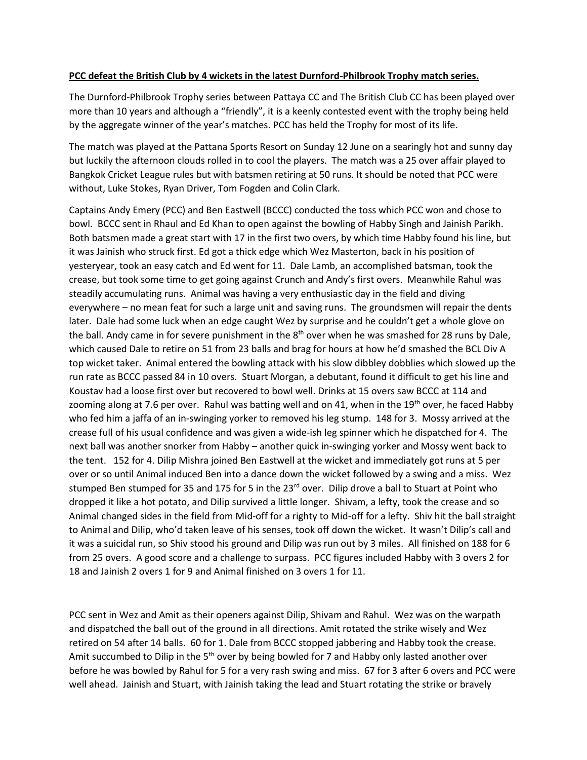**PCC defeat the British Club by 4 wickets in the latest Durnford-Philbrook Trophy match series.**

The Durnford-Philbrook Trophy series between Pattaya CC and The British Club CC has been played over more than 10 years and although a "friendly", it is a keenly contested event with the trophy being held by the aggregate winner of the year's matches. PCC has held the Trophy for most of its life.

The match was played at the Pattana Sports Resort on Sunday 12 June on a searingly hot and sunny day but luckily the afternoon clouds rolled in to cool the players. The match was a 25 over affair played to Bangkok Cricket League rules but with batsmen retiring at 50 runs. It should be noted that PCC were without, Luke Stokes, Ryan Driver, Tom Fogden and Colin Clark.

Captains Andy Emery (PCC) and Ben Eastwell (BCCC) conducted the toss which PCC won and chose to bowl. BCCC sent in Rhaul and Ed Khan to open against the bowling of Habby Singh and Jainish Parikh. Both batsmen made a great start with 17 in the first two overs, by which time Habby found his line, but it was Jainish who struck first. Ed got a thick edge which Wez Masterton, back in his position of yesteryear, took an easy catch and Ed went for 11. Dale Lamb, an accomplished batsman, took the crease, but took some time to get going against Crunch and Andy's first overs. Meanwhile Rahul was steadily accumulating runs. Animal was having a very enthusiastic day in the field and diving everywhere – no mean feat for such a large unit and saving runs. The groundsmen will repair the dents later. Dale had some luck when an edge caught Wez by surprise and he couldn't get a whole glove on the ball. Andy came in for severe punishment in the 8th over when he was smashed for 28 runs by Dale, which caused Dale to retire on 51 from 23 balls and brag for hours at how he'd smashed the BCL Div A top wicket taker. Animal entered the bowling attack with his slow dibbley dobblies which slowed up the run rate as BCCC passed 84 in 10 overs. Stuart Morgan, a debutant, found it difficult to get his line and Koustav had a loose first over but recovered to bowl well. Drinks at 15 overs saw BCCC at 114 and zooming along at 7.6 per over. Rahul was batting well and on 41, when in the 19th over, he faced Habby who fed him a jaffa of an in-swinging yorker to removed his leg stump. 148 for 3. Mossy arrived at the crease full of his usual confidence and was given a wide-ish leg spinner which he dispatched for 4. The next ball was another snorker from Habby – another quick in-swinging yorker and Mossy went back to the tent. 152 for 4. Dilip Mishra joined Ben Eastwell at the wicket and immediately got runs at 5 per over or so until Animal induced Ben into a dance down the wicket followed by a swing and a miss. Wez stumped Ben stumped for 35 and 175 for 5 in the 23rd over. Dilip drove a ball to Stuart at Point who dropped it like a hot potato, and Dilip survived a little longer. Shivam, a lefty, took the crease and so Animal changed sides in the field from Mid-off for a righty to Mid-off for a lefty. Shiv hit the ball straight to Animal and Dilip, who'd taken leave of his senses, took off down the wicket. It wasn't Dilip's call and it was a suicidal run, so Shiv stood his ground and Dilip was run out by 3 miles. All finished on 188 for 6 from 25 overs. A good score and a challenge to surpass. PCC figures included Habby with 3 overs 2 for 18 and Jainish 2 overs 1 for 9 and Animal finished on 3 overs 1 for 11.

PCC sent in Wez and Amit as their openers against Dilip, Shivam and Rahul. Wez was on the warpath and dispatched the ball out of the ground in all directions. Amit rotated the strike wisely and Wez retired on 54 after 14 balls. 60 for 1. Dale from BCCC stopped jabbering and Habby took the crease. Amit succumbed to Dilip in the 5th over by being bowled for 7 and Habby only lasted another over before he was bowled by Rahul for 5 for a very rash swing and miss. 67 for 3 after 6 overs and PCC were well ahead. Jainish and Stuart, with Jainish taking the lead and Stuart rotating the strike or bravely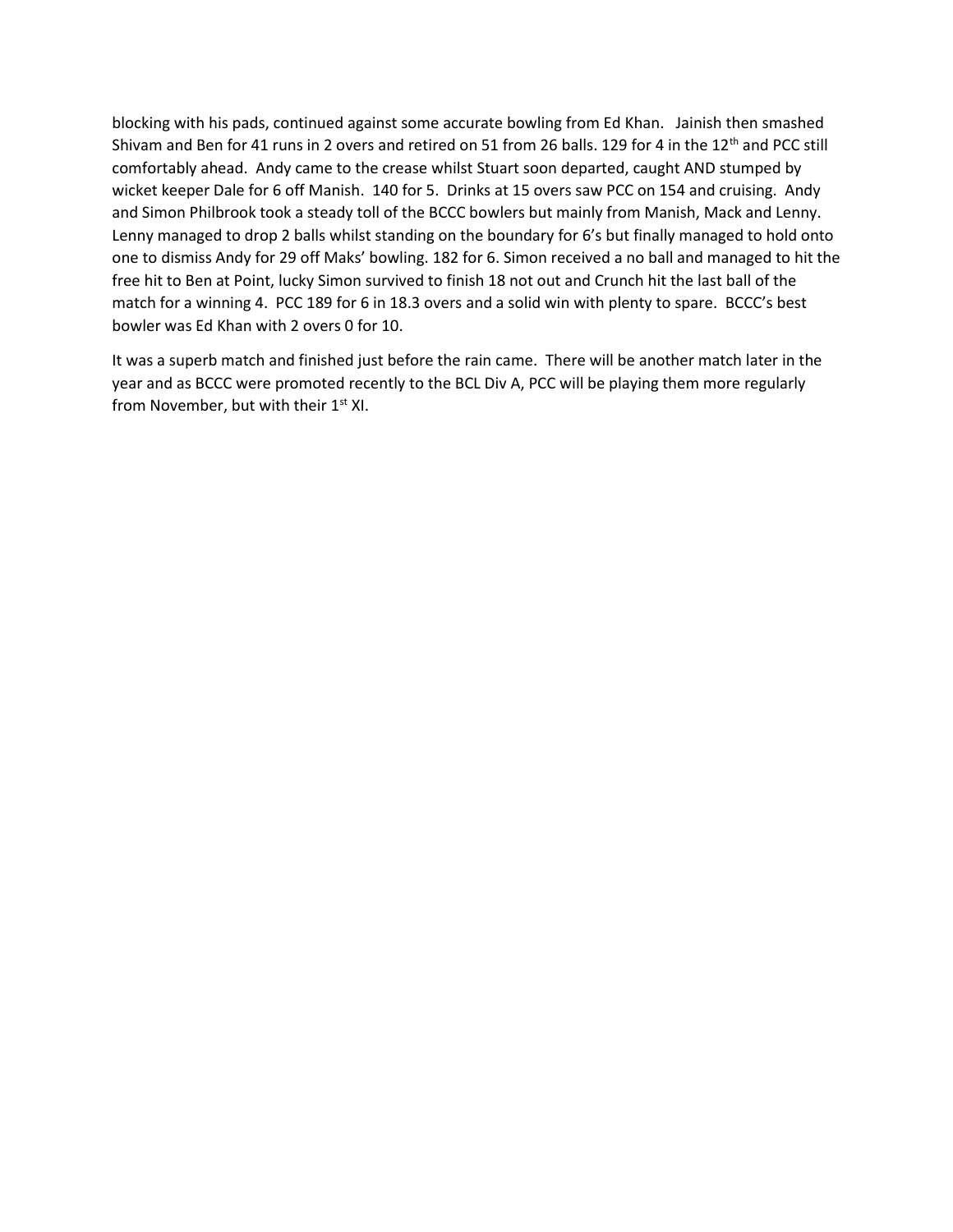blocking with his pads, continued against some accurate bowling from Ed Khan.   Jainish then smashed Shivam and Ben for 41 runs in 2 overs and retired on 51 from 26 balls. 129 for 4 in the 12th and PCC still comfortably ahead.  Andy came to the crease whilst Stuart soon departed, caught AND stumped by wicket keeper Dale for 6 off Manish.  140 for 5.  Drinks at 15 overs saw PCC on 154 and cruising.  Andy and Simon Philbrook took a steady toll of the BCCC bowlers but mainly from Manish, Mack and Lenny. Lenny managed to drop 2 balls whilst standing on the boundary for 6's but finally managed to hold onto one to dismiss Andy for 29 off Maks' bowling. 182 for 6. Simon received a no ball and managed to hit the free hit to Ben at Point, lucky Simon survived to finish 18 not out and Crunch hit the last ball of the match for a winning 4.  PCC 189 for 6 in 18.3 overs and a solid win with plenty to spare.  BCCC's best bowler was Ed Khan with 2 overs 0 for 10.

It was a superb match and finished just before the rain came.  There will be another match later in the year and as BCCC were promoted recently to the BCL Div A, PCC will be playing them more regularly from November, but with their 1st XI.